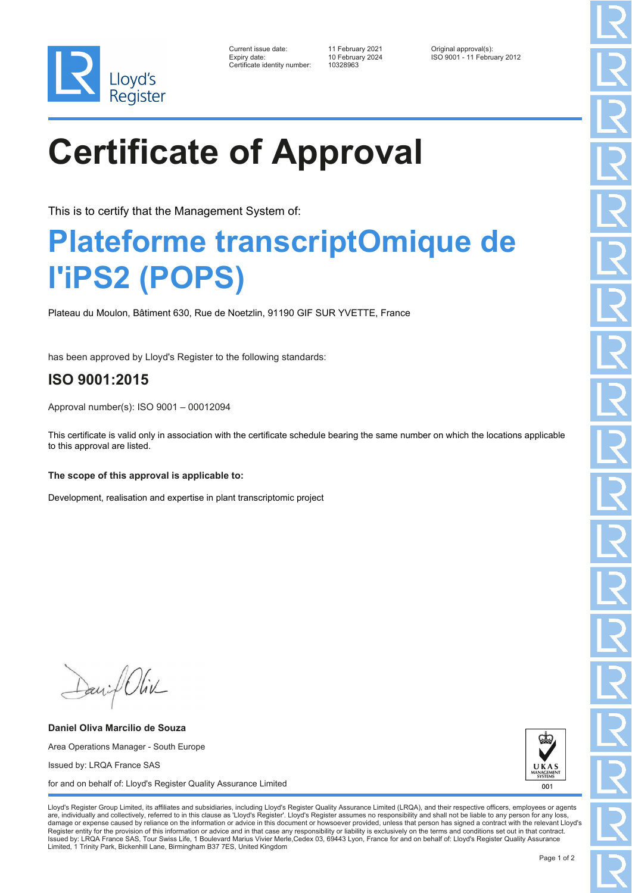Lloyd's Register

Current issue date: 11 February 2021
Expiry date: 10 February 2024
Certificate identity number: 10328963

Original approval(s):
ISO 9001 - 11 February 2012

# Certificate of Approval

This is to certify that the Management System of:

## Plateforme transcriptOmique de l'iPS2 (POPS)

Plateau du Moulon, Bâtiment 630, Rue de Noetzlin, 91190 GIF SUR YVETTE, France

has been approved by Lloyd's Register to the following standards:

## ISO 9001:2015

Approval number(s): ISO 9001 – 00012094

This certificate is valid only in association with the certificate schedule bearing the same number on which the locations applicable to this approval are listed.

**The scope of this approval is applicable to:**

Development, realisation and expertise in plant transcriptomic project

**Daniel Oliva Marcilio de Souza**

Area Operations Manager - South Europe

Issued by: LRQA France SAS

for and on behalf of: Lloyd's Register Quality Assurance Limited

UKAS MANAGEMENT SYSTEMS 001

Lloyd's Register Group Limited, its affiliates and subsidiaries, including Lloyd's Register Quality Assurance Limited (LRQA), and their respective officers, employees or agents are, individually and collectively, referred to in this clause as 'Lloyd's Register'. Lloyd's Register assumes no responsibility and shall not be liable to any person for any loss, damage or expense caused by reliance on the information or advice in this document or howsoever provided, unless that person has signed a contract with the relevant Lloyd's Register entity for the provision of this information or advice and in that case any responsibility or liability is exclusively on the terms and conditions set out in that contract.
Issued by: LRQA France SAS, Tour Swiss Life, 1 Boulevard Marius Vivier Merle,Cedex 03, 69443 Lyon, France for and on behalf of: Lloyd's Register Quality Assurance Limited, 1 Trinity Park, Bickenhill Lane, Birmingham B37 7ES, United Kingdom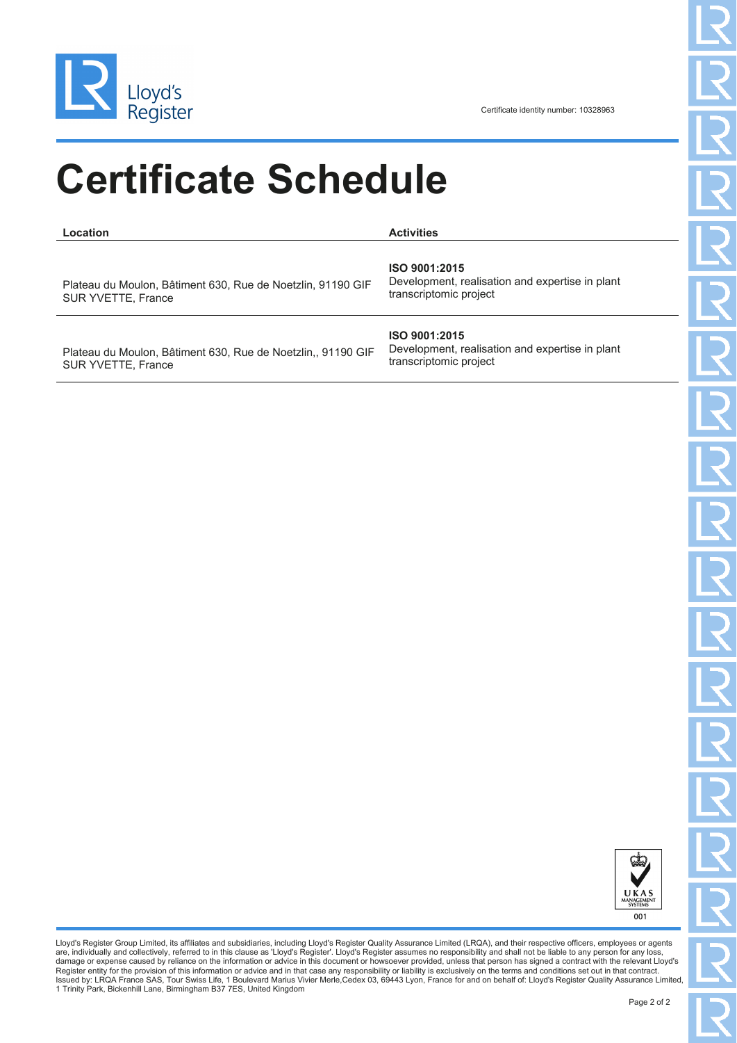Lloyd's Register

Certificate identity number: 10328963

# Certificate Schedule

| Location | Activities |
|---|---|
| Plateau du Moulon, Bâtiment 630, Rue de Noetzlin, 91190 GIF SUR YVETTE, France | **ISO 9001:2015** Development, realisation and expertise in plant transcriptomic project |
| Plateau du Moulon, Bâtiment 630, Rue de Noetzlin,, 91190 GIF SUR YVETTE, France | **ISO 9001:2015** Development, realisation and expertise in plant transcriptomic project |

UKAS MANAGEMENT SYSTEMS
001

Lloyd's Register Group Limited, its affiliates and subsidiaries, including Lloyd's Register Quality Assurance Limited (LRQA), and their respective officers, employees or agents are, individually and collectively, referred to in this clause as 'Lloyd's Register'. Lloyd's Register assumes no responsibility and shall not be liable to any person for any loss, damage or expense caused by reliance on the information or advice in this document or howsoever provided, unless that person has signed a contract with the relevant Lloyd's Register entity for the provision of this information or advice and in that case any responsibility or liability is exclusively on the terms and conditions set out in that contract.
Issued by: LRQA France SAS, Tour Swiss Life, 1 Boulevard Marius Vivier Merle,Cedex 03, 69443 Lyon, France for and on behalf of: Lloyd's Register Quality Assurance Limited, 1 Trinity Park, Bickenhill Lane, Birmingham B37 7ES, United Kingdom